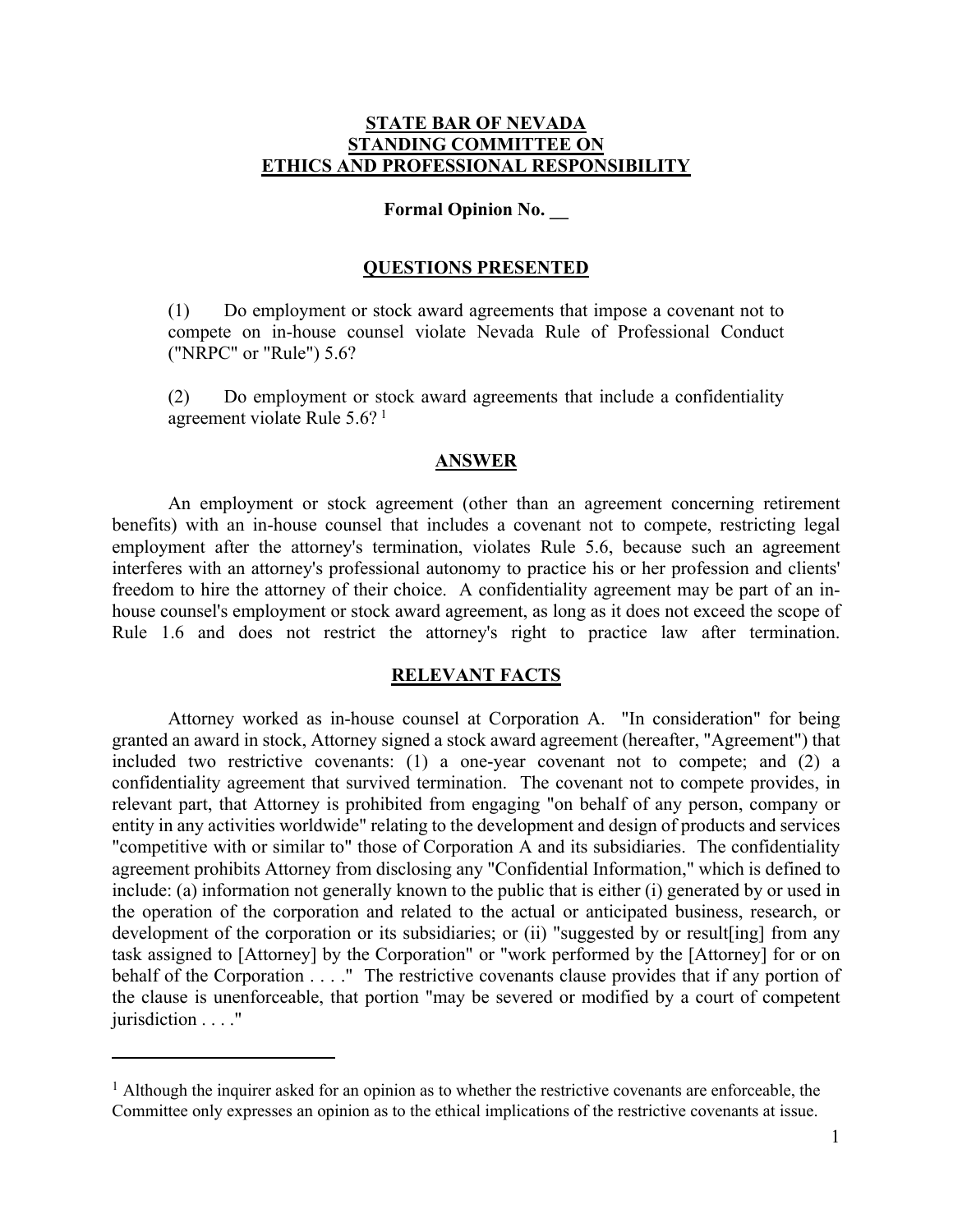# STATE BAR OF NEVADA
# STANDING COMMITTEE ON
# ETHICS AND PROFESSIONAL RESPONSIBILITY

**Formal Opinion No. __**

## QUESTIONS PRESENTED

(1) Do employment or stock award agreements that impose a covenant not to compete on in-house counsel violate Nevada Rule of Professional Conduct ("NRPC" or "Rule") 5.6?

(2) Do employment or stock award agreements that include a confidentiality agreement violate Rule 5.6? [1]

## ANSWER

An employment or stock agreement (other than an agreement concerning retirement benefits) with an in-house counsel that includes a covenant not to compete, restricting legal employment after the attorney's termination, violates Rule 5.6, because such an agreement interferes with an attorney's professional autonomy to practice his or her profession and clients' freedom to hire the attorney of their choice. A confidentiality agreement may be part of an in-house counsel's employment or stock award agreement, as long as it does not exceed the scope of Rule 1.6 and does not restrict the attorney's right to practice law after termination.

## RELEVANT FACTS

Attorney worked as in-house counsel at Corporation A. "In consideration" for being granted an award in stock, Attorney signed a stock award agreement (hereafter, "Agreement") that included two restrictive covenants: (1) a one-year covenant not to compete; and (2) a confidentiality agreement that survived termination. The covenant not to compete provides, in relevant part, that Attorney is prohibited from engaging "on behalf of any person, company or entity in any activities worldwide" relating to the development and design of products and services "competitive with or similar to" those of Corporation A and its subsidiaries. The confidentiality agreement prohibits Attorney from disclosing any "Confidential Information," which is defined to include: (a) information not generally known to the public that is either (i) generated by or used in the operation of the corporation and related to the actual or anticipated business, research, or development of the corporation or its subsidiaries; or (ii) "suggested by or result[ing] from any task assigned to [Attorney] by the Corporation" or "work performed by the [Attorney] for or on behalf of the Corporation . . . ." The restrictive covenants clause provides that if any portion of the clause is unenforceable, that portion "may be severed or modified by a court of competent jurisdiction . . . ."

---

[1] Although the inquirer asked for an opinion as to whether the restrictive covenants are enforceable, the Committee only expresses an opinion as to the ethical implications of the restrictive covenants at issue.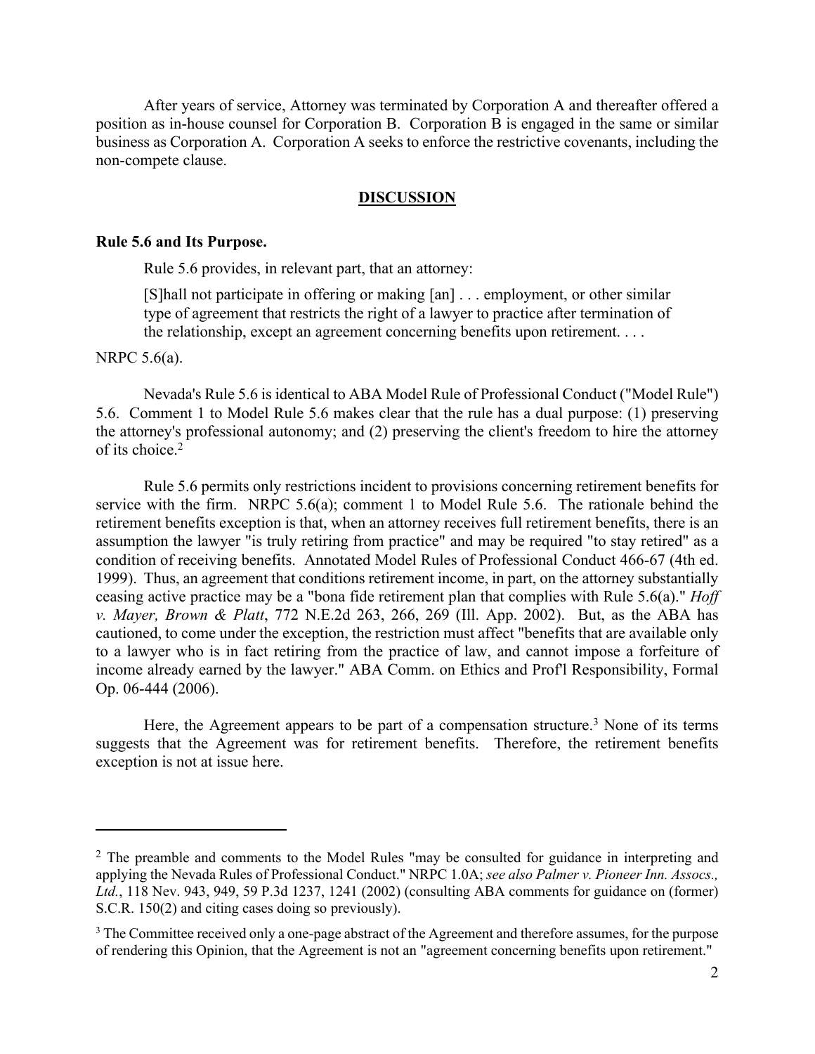After years of service, Attorney was terminated by Corporation A and thereafter offered a position as in-house counsel for Corporation B. Corporation B is engaged in the same or similar business as Corporation A. Corporation A seeks to enforce the restrictive covenants, including the non-compete clause.

## DISCUSSION

### Rule 5.6 and Its Purpose.

Rule 5.6 provides, in relevant part, that an attorney:

> [S]hall not participate in offering or making [an] . . . employment, or other similar type of agreement that restricts the right of a lawyer to practice after termination of the relationship, except an agreement concerning benefits upon retirement. . . .

NRPC 5.6(a).

Nevada's Rule 5.6 is identical to ABA Model Rule of Professional Conduct ("Model Rule") 5.6. Comment 1 to Model Rule 5.6 makes clear that the rule has a dual purpose: (1) preserving the attorney's professional autonomy; and (2) preserving the client's freedom to hire the attorney of its choice.[2]

Rule 5.6 permits only restrictions incident to provisions concerning retirement benefits for service with the firm. NRPC 5.6(a); comment 1 to Model Rule 5.6. The rationale behind the retirement benefits exception is that, when an attorney receives full retirement benefits, there is an assumption the lawyer "is truly retiring from practice" and may be required "to stay retired" as a condition of receiving benefits. Annotated Model Rules of Professional Conduct 466-67 (4th ed. 1999). Thus, an agreement that conditions retirement income, in part, on the attorney substantially ceasing active practice may be a "bona fide retirement plan that complies with Rule 5.6(a)." *Hoff v. Mayer, Brown & Platt*, 772 N.E.2d 263, 266, 269 (Ill. App. 2002). But, as the ABA has cautioned, to come under the exception, the restriction must affect "benefits that are available only to a lawyer who is in fact retiring from the practice of law, and cannot impose a forfeiture of income already earned by the lawyer." ABA Comm. on Ethics and Prof'l Responsibility, Formal Op. 06-444 (2006).

Here, the Agreement appears to be part of a compensation structure.[3] None of its terms suggests that the Agreement was for retirement benefits. Therefore, the retirement benefits exception is not at issue here.

---

[2] The preamble and comments to the Model Rules "may be consulted for guidance in interpreting and applying the Nevada Rules of Professional Conduct." NRPC 1.0A; *see also Palmer v. Pioneer Inn. Assocs., Ltd.*, 118 Nev. 943, 949, 59 P.3d 1237, 1241 (2002) (consulting ABA comments for guidance on (former) S.C.R. 150(2) and citing cases doing so previously).

[3] The Committee received only a one-page abstract of the Agreement and therefore assumes, for the purpose of rendering this Opinion, that the Agreement is not an "agreement concerning benefits upon retirement."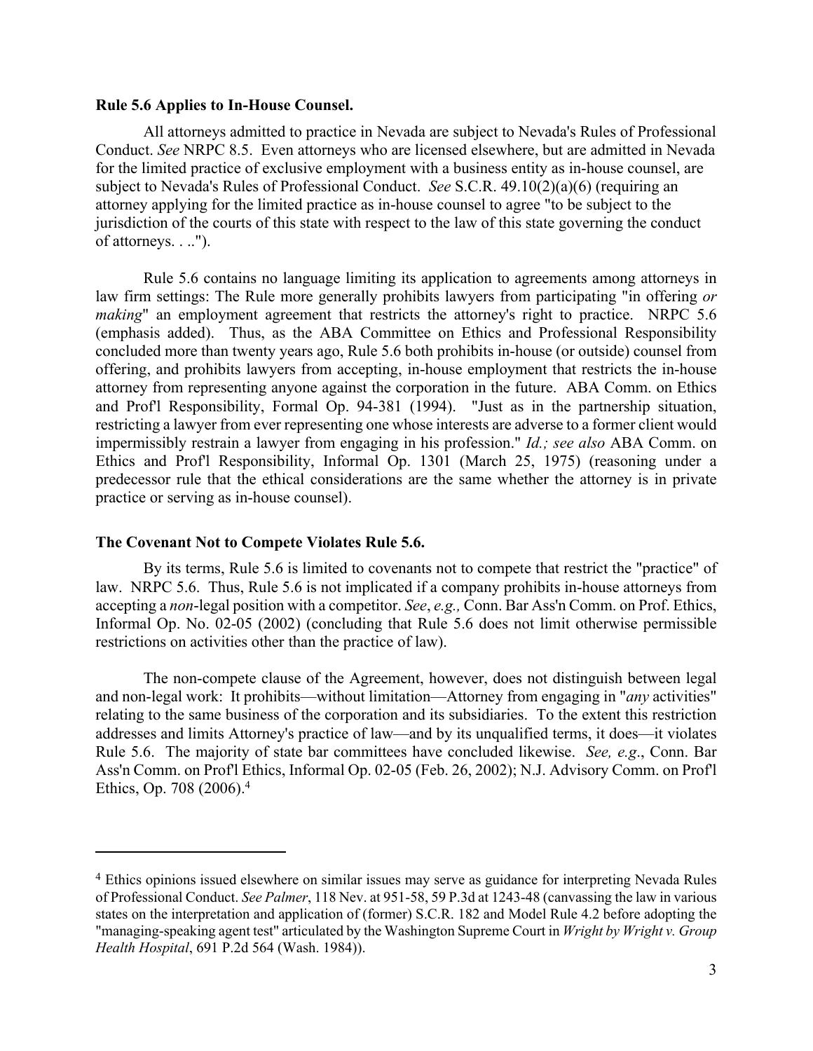**Rule 5.6 Applies to In-House Counsel.**

All attorneys admitted to practice in Nevada are subject to Nevada's Rules of Professional Conduct. *See* NRPC 8.5. Even attorneys who are licensed elsewhere, but are admitted in Nevada for the limited practice of exclusive employment with a business entity as in-house counsel, are subject to Nevada's Rules of Professional Conduct. *See* S.C.R. 49.10(2)(a)(6) (requiring an attorney applying for the limited practice as in-house counsel to agree "to be subject to the jurisdiction of the courts of this state with respect to the law of this state governing the conduct of attorneys. . ..").

Rule 5.6 contains no language limiting its application to agreements among attorneys in law firm settings: The Rule more generally prohibits lawyers from participating "in offering *or making*" an employment agreement that restricts the attorney's right to practice. NRPC 5.6 (emphasis added). Thus, as the ABA Committee on Ethics and Professional Responsibility concluded more than twenty years ago, Rule 5.6 both prohibits in-house (or outside) counsel from offering, and prohibits lawyers from accepting, in-house employment that restricts the in-house attorney from representing anyone against the corporation in the future. ABA Comm. on Ethics and Prof'l Responsibility, Formal Op. 94-381 (1994). "Just as in the partnership situation, restricting a lawyer from ever representing one whose interests are adverse to a former client would impermissibly restrain a lawyer from engaging in his profession." *Id.; see also* ABA Comm. on Ethics and Prof'l Responsibility, Informal Op. 1301 (March 25, 1975) (reasoning under a predecessor rule that the ethical considerations are the same whether the attorney is in private practice or serving as in-house counsel).

**The Covenant Not to Compete Violates Rule 5.6.**

By its terms, Rule 5.6 is limited to covenants not to compete that restrict the "practice" of law. NRPC 5.6. Thus, Rule 5.6 is not implicated if a company prohibits in-house attorneys from accepting a *non*-legal position with a competitor. *See*, *e.g.,* Conn. Bar Ass'n Comm. on Prof. Ethics, Informal Op. No. 02-05 (2002) (concluding that Rule 5.6 does not limit otherwise permissible restrictions on activities other than the practice of law).

The non-compete clause of the Agreement, however, does not distinguish between legal and non-legal work: It prohibits—without limitation—Attorney from engaging in "*any* activities" relating to the same business of the corporation and its subsidiaries. To the extent this restriction addresses and limits Attorney's practice of law—and by its unqualified terms, it does—it violates Rule 5.6. The majority of state bar committees have concluded likewise. *See, e.g*., Conn. Bar Ass'n Comm. on Prof'l Ethics, Informal Op. 02-05 (Feb. 26, 2002); N.J. Advisory Comm. on Prof'l Ethics, Op. 708 (2006).[4]

---

[4] Ethics opinions issued elsewhere on similar issues may serve as guidance for interpreting Nevada Rules of Professional Conduct. *See Palmer*, 118 Nev. at 951-58, 59 P.3d at 1243-48 (canvassing the law in various states on the interpretation and application of (former) S.C.R. 182 and Model Rule 4.2 before adopting the "managing-speaking agent test" articulated by the Washington Supreme Court in *Wright by Wright v. Group Health Hospital*, 691 P.2d 564 (Wash. 1984)).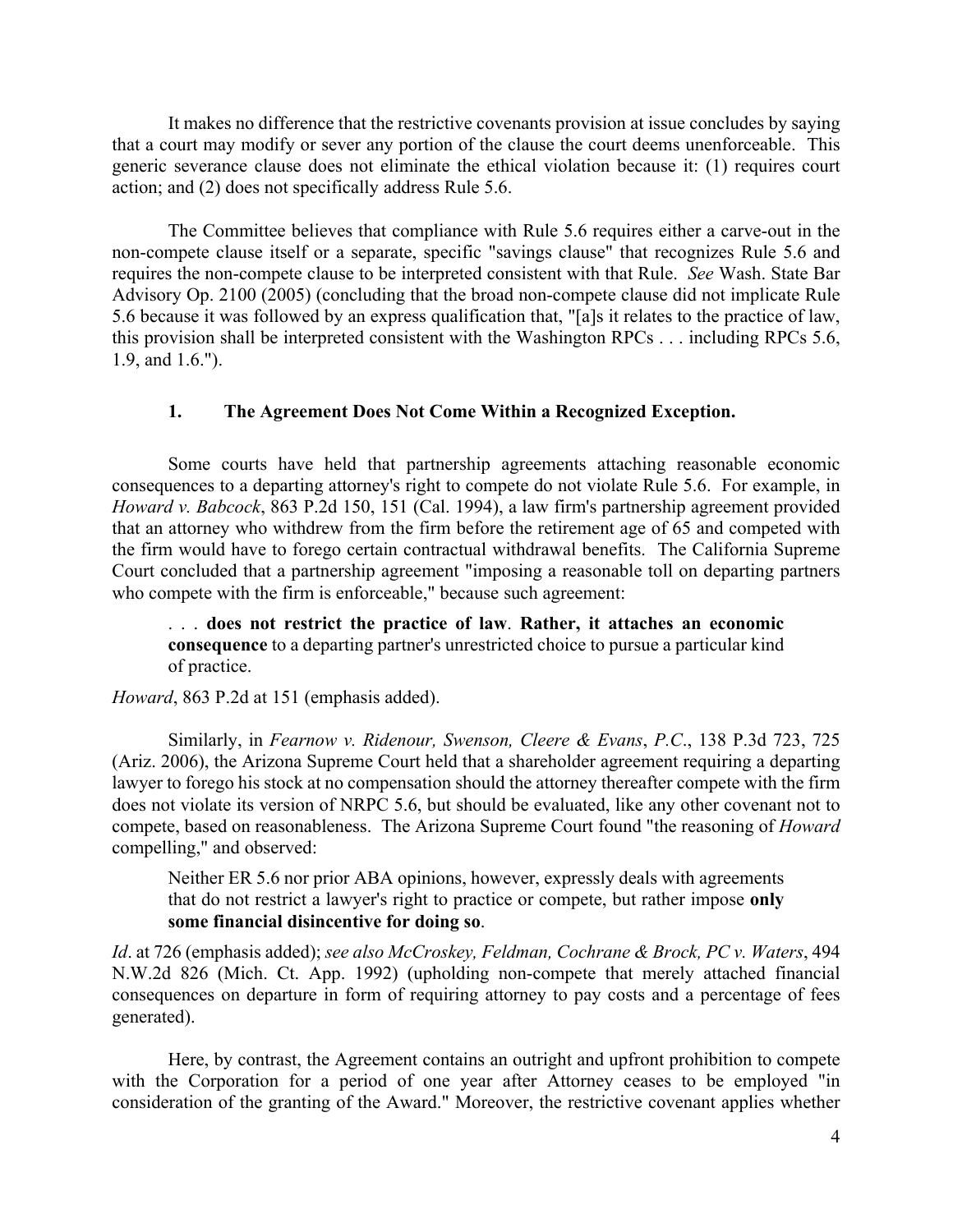It makes no difference that the restrictive covenants provision at issue concludes by saying that a court may modify or sever any portion of the clause the court deems unenforceable. This generic severance clause does not eliminate the ethical violation because it: (1) requires court action; and (2) does not specifically address Rule 5.6.

The Committee believes that compliance with Rule 5.6 requires either a carve-out in the non-compete clause itself or a separate, specific "savings clause" that recognizes Rule 5.6 and requires the non-compete clause to be interpreted consistent with that Rule. *See* Wash. State Bar Advisory Op. 2100 (2005) (concluding that the broad non-compete clause did not implicate Rule 5.6 because it was followed by an express qualification that, "[a]s it relates to the practice of law, this provision shall be interpreted consistent with the Washington RPCs . . . including RPCs 5.6, 1.9, and 1.6.").

### 1. The Agreement Does Not Come Within a Recognized Exception.

Some courts have held that partnership agreements attaching reasonable economic consequences to a departing attorney's right to compete do not violate Rule 5.6. For example, in *Howard v. Babcock*, 863 P.2d 150, 151 (Cal. 1994), a law firm's partnership agreement provided that an attorney who withdrew from the firm before the retirement age of 65 and competed with the firm would have to forego certain contractual withdrawal benefits. The California Supreme Court concluded that a partnership agreement "imposing a reasonable toll on departing partners who compete with the firm is enforceable," because such agreement:

> . . . **does not restrict the practice of law**. **Rather, it attaches an economic consequence** to a departing partner's unrestricted choice to pursue a particular kind of practice.

*Howard*, 863 P.2d at 151 (emphasis added).

Similarly, in *Fearnow v. Ridenour, Swenson, Cleere & Evans*, *P.C*., 138 P.3d 723, 725 (Ariz. 2006), the Arizona Supreme Court held that a shareholder agreement requiring a departing lawyer to forego his stock at no compensation should the attorney thereafter compete with the firm does not violate its version of NRPC 5.6, but should be evaluated, like any other covenant not to compete, based on reasonableness. The Arizona Supreme Court found "the reasoning of *Howard* compelling," and observed:

> Neither ER 5.6 nor prior ABA opinions, however, expressly deals with agreements that do not restrict a lawyer's right to practice or compete, but rather impose **only some financial disincentive for doing so**.

*Id*. at 726 (emphasis added); *see also McCroskey, Feldman, Cochrane & Brock, PC v. Waters*, 494 N.W.2d 826 (Mich. Ct. App. 1992) (upholding non-compete that merely attached financial consequences on departure in form of requiring attorney to pay costs and a percentage of fees generated).

Here, by contrast, the Agreement contains an outright and upfront prohibition to compete with the Corporation for a period of one year after Attorney ceases to be employed "in consideration of the granting of the Award." Moreover, the restrictive covenant applies whether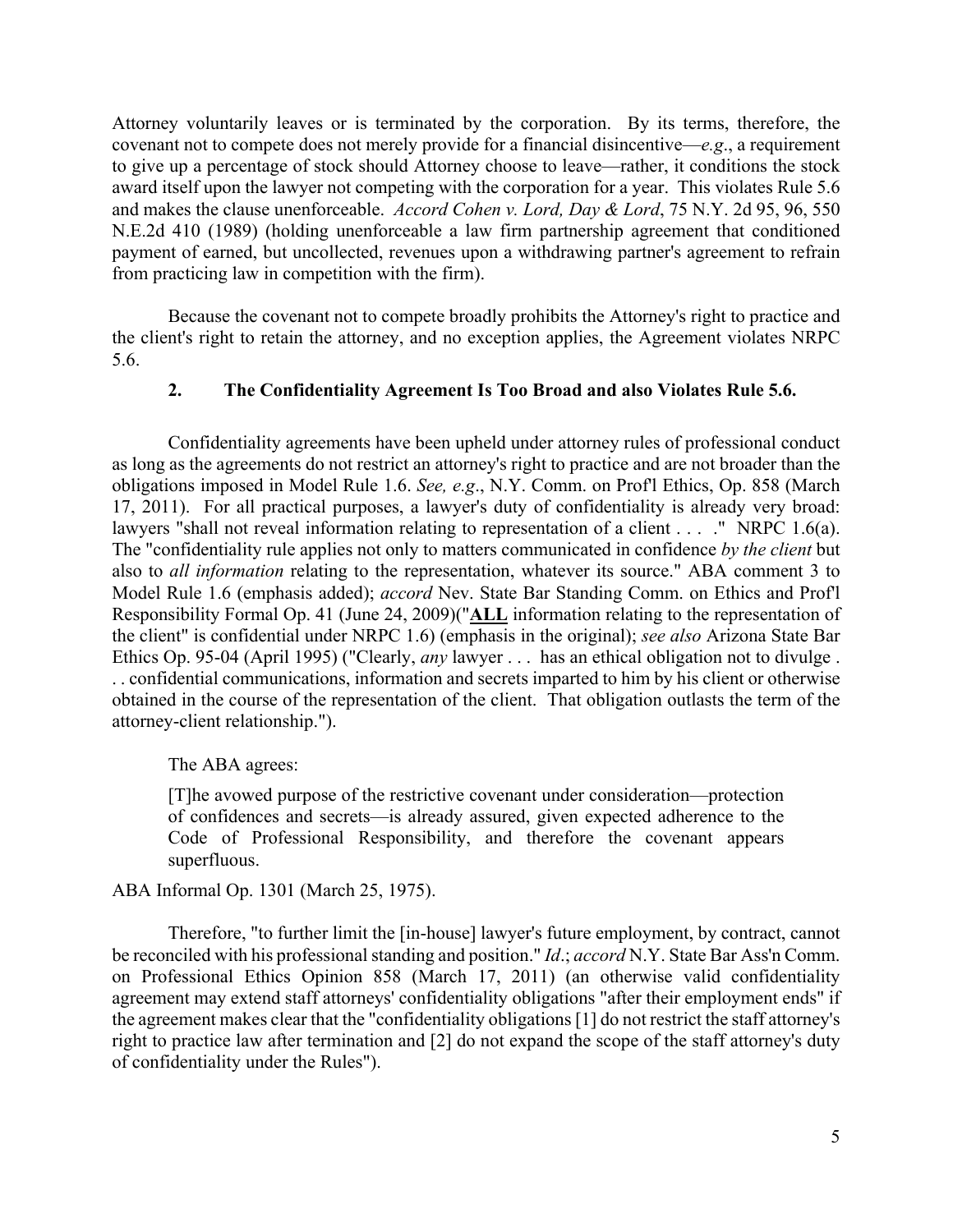Attorney voluntarily leaves or is terminated by the corporation. By its terms, therefore, the covenant not to compete does not merely provide for a financial disincentive—*e.g*., a requirement to give up a percentage of stock should Attorney choose to leave—rather, it conditions the stock award itself upon the lawyer not competing with the corporation for a year. This violates Rule 5.6 and makes the clause unenforceable. *Accord Cohen v. Lord, Day & Lord*, 75 N.Y. 2d 95, 96, 550 N.E.2d 410 (1989) (holding unenforceable a law firm partnership agreement that conditioned payment of earned, but uncollected, revenues upon a withdrawing partner's agreement to refrain from practicing law in competition with the firm).

Because the covenant not to compete broadly prohibits the Attorney's right to practice and the client's right to retain the attorney, and no exception applies, the Agreement violates NRPC 5.6.

### 2. The Confidentiality Agreement Is Too Broad and also Violates Rule 5.6.

Confidentiality agreements have been upheld under attorney rules of professional conduct as long as the agreements do not restrict an attorney's right to practice and are not broader than the obligations imposed in Model Rule 1.6. *See, e.g*., N.Y. Comm. on Prof'l Ethics, Op. 858 (March 17, 2011). For all practical purposes, a lawyer's duty of confidentiality is already very broad: lawyers "shall not reveal information relating to representation of a client . . . ." NRPC 1.6(a). The "confidentiality rule applies not only to matters communicated in confidence *by the client* but also to *all information* relating to the representation, whatever its source." ABA comment 3 to Model Rule 1.6 (emphasis added); *accord* Nev. State Bar Standing Comm. on Ethics and Prof'l Responsibility Formal Op. 41 (June 24, 2009)("**<u>ALL</u>** information relating to the representation of the client" is confidential under NRPC 1.6) (emphasis in the original); *see also* Arizona State Bar Ethics Op. 95-04 (April 1995) ("Clearly, *any* lawyer . . . has an ethical obligation not to divulge . . . confidential communications, information and secrets imparted to him by his client or otherwise obtained in the course of the representation of the client. That obligation outlasts the term of the attorney-client relationship.").

The ABA agrees:

> [T]he avowed purpose of the restrictive covenant under consideration—protection of confidences and secrets—is already assured, given expected adherence to the Code of Professional Responsibility, and therefore the covenant appears superfluous.

ABA Informal Op. 1301 (March 25, 1975).

Therefore, "to further limit the [in-house] lawyer's future employment, by contract, cannot be reconciled with his professional standing and position." *Id*.; *accord* N.Y. State Bar Ass'n Comm. on Professional Ethics Opinion 858 (March 17, 2011) (an otherwise valid confidentiality agreement may extend staff attorneys' confidentiality obligations "after their employment ends" if the agreement makes clear that the "confidentiality obligations [1] do not restrict the staff attorney's right to practice law after termination and [2] do not expand the scope of the staff attorney's duty of confidentiality under the Rules").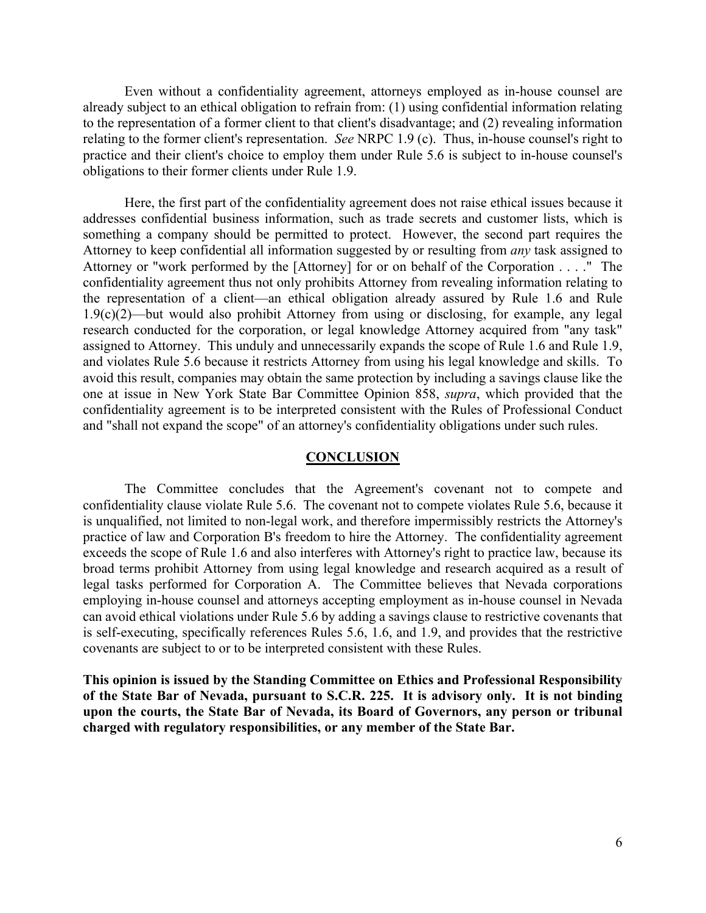Even without a confidentiality agreement, attorneys employed as in-house counsel are already subject to an ethical obligation to refrain from: (1) using confidential information relating to the representation of a former client to that client's disadvantage; and (2) revealing information relating to the former client's representation. *See* NRPC 1.9 (c). Thus, in-house counsel's right to practice and their client's choice to employ them under Rule 5.6 is subject to in-house counsel's obligations to their former clients under Rule 1.9.

Here, the first part of the confidentiality agreement does not raise ethical issues because it addresses confidential business information, such as trade secrets and customer lists, which is something a company should be permitted to protect. However, the second part requires the Attorney to keep confidential all information suggested by or resulting from *any* task assigned to Attorney or "work performed by the [Attorney] for or on behalf of the Corporation . . . ." The confidentiality agreement thus not only prohibits Attorney from revealing information relating to the representation of a client—an ethical obligation already assured by Rule 1.6 and Rule 1.9(c)(2)—but would also prohibit Attorney from using or disclosing, for example, any legal research conducted for the corporation, or legal knowledge Attorney acquired from "any task" assigned to Attorney. This unduly and unnecessarily expands the scope of Rule 1.6 and Rule 1.9, and violates Rule 5.6 because it restricts Attorney from using his legal knowledge and skills. To avoid this result, companies may obtain the same protection by including a savings clause like the one at issue in New York State Bar Committee Opinion 858, *supra*, which provided that the confidentiality agreement is to be interpreted consistent with the Rules of Professional Conduct and "shall not expand the scope" of an attorney's confidentiality obligations under such rules.

## CONCLUSION

The Committee concludes that the Agreement's covenant not to compete and confidentiality clause violate Rule 5.6. The covenant not to compete violates Rule 5.6, because it is unqualified, not limited to non-legal work, and therefore impermissibly restricts the Attorney's practice of law and Corporation B's freedom to hire the Attorney. The confidentiality agreement exceeds the scope of Rule 1.6 and also interferes with Attorney's right to practice law, because its broad terms prohibit Attorney from using legal knowledge and research acquired as a result of legal tasks performed for Corporation A. The Committee believes that Nevada corporations employing in-house counsel and attorneys accepting employment as in-house counsel in Nevada can avoid ethical violations under Rule 5.6 by adding a savings clause to restrictive covenants that is self-executing, specifically references Rules 5.6, 1.6, and 1.9, and provides that the restrictive covenants are subject to or to be interpreted consistent with these Rules.

**This opinion is issued by the Standing Committee on Ethics and Professional Responsibility of the State Bar of Nevada, pursuant to S.C.R. 225. It is advisory only. It is not binding upon the courts, the State Bar of Nevada, its Board of Governors, any person or tribunal charged with regulatory responsibilities, or any member of the State Bar.**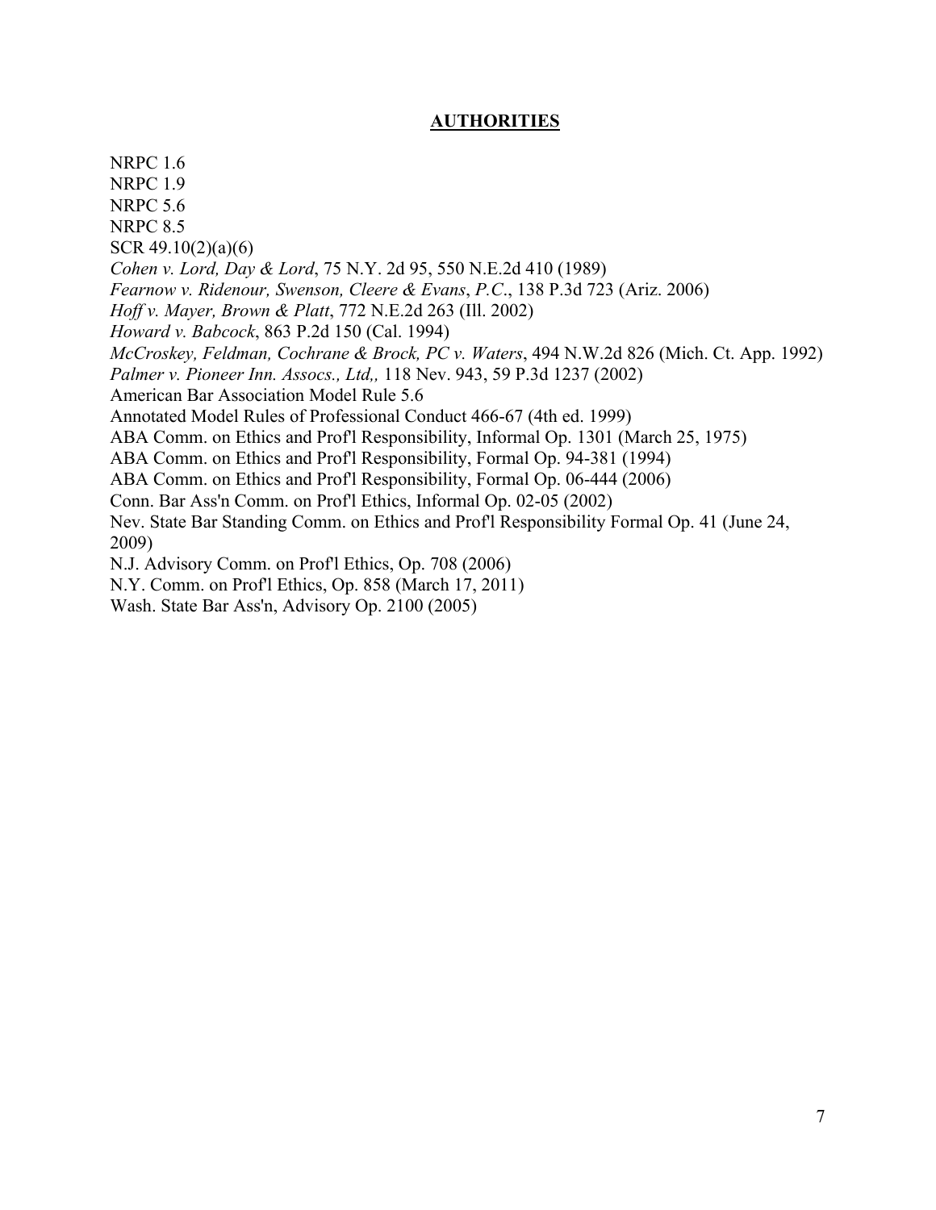## AUTHORITIES

NRPC 1.6
NRPC 1.9
NRPC 5.6
NRPC 8.5
SCR 49.10(2)(a)(6)
*Cohen v. Lord, Day & Lord*, 75 N.Y. 2d 95, 550 N.E.2d 410 (1989)
*Fearnow v. Ridenour, Swenson, Cleere & Evans*, *P.C*., 138 P.3d 723 (Ariz. 2006)
*Hoff v. Mayer, Brown & Platt*, 772 N.E.2d 263 (Ill. 2002)
*Howard v. Babcock*, 863 P.2d 150 (Cal. 1994)
*McCroskey, Feldman, Cochrane & Brock, PC v. Waters*, 494 N.W.2d 826 (Mich. Ct. App. 1992)
*Palmer v. Pioneer Inn. Assocs., Ltd,,* 118 Nev. 943, 59 P.3d 1237 (2002)
American Bar Association Model Rule 5.6
Annotated Model Rules of Professional Conduct 466-67 (4th ed. 1999)
ABA Comm. on Ethics and Prof'l Responsibility, Informal Op. 1301 (March 25, 1975)
ABA Comm. on Ethics and Prof'l Responsibility, Formal Op. 94-381 (1994)
ABA Comm. on Ethics and Prof'l Responsibility, Formal Op. 06-444 (2006)
Conn. Bar Ass'n Comm. on Prof'l Ethics, Informal Op. 02-05 (2002)
Nev. State Bar Standing Comm. on Ethics and Prof'l Responsibility Formal Op. 41 (June 24, 2009)
N.J. Advisory Comm. on Prof'l Ethics, Op. 708 (2006)
N.Y. Comm. on Prof'l Ethics, Op. 858 (March 17, 2011)
Wash. State Bar Ass'n, Advisory Op. 2100 (2005)